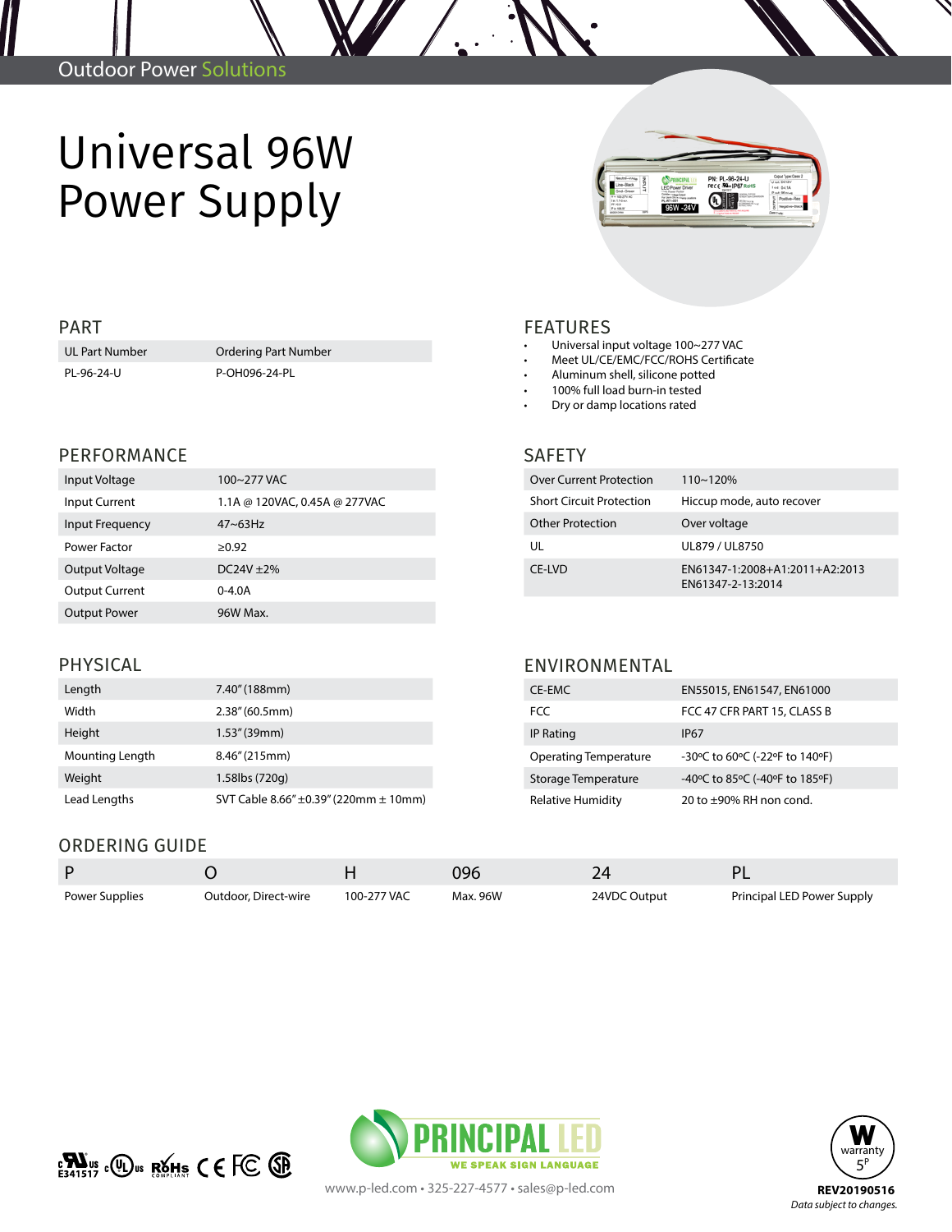Outdoor Power Solutions

# Universal 96W Power Supply

## PART

| UL Part Number | Ordering Part Number |
|---|---|
| PL-96-24-U | P-OH096-24-PL |

## FEATURES

- Universal input voltage 100~277 VAC
- Meet UL/CE/EMC/FCC/ROHS Certificate
- Aluminum shell, silicone potted
- 100% full load burn-in tested
- Dry or damp locations rated

## PERFORMANCE

| | |
|---|---|
| Input Voltage | 100~277 VAC |
| Input Current | 1.1A @ 120VAC, 0.45A @ 277VAC |
| Input Frequency | 47~63Hz |
| Power Factor | ≥0.92 |
| Output Voltage | DC24V ±2% |
| Output Current | 0-4.0A |
| Output Power | 96W Max. |

## SAFETY

| | |
|---|---|
| Over Current Protection | 110~120% |
| Short Circuit Protection | Hiccup mode, auto recover |
| Other Protection | Over voltage |
| UL | UL879 / UL8750 |
| CE-LVD | EN61347-1:2008+A1:2011+A2:2013 EN61347-2-13:2014 |

## PHYSICAL

| | |
|---|---|
| Length | 7.40" (188mm) |
| Width | 2.38" (60.5mm) |
| Height | 1.53" (39mm) |
| Mounting Length | 8.46" (215mm) |
| Weight | 1.58lbs (720g) |
| Lead Lengths | SVT Cable 8.66" ±0.39" (220mm ± 10mm) |

## ENVIRONMENTAL

| | |
|---|---|
| CE-EMC | EN55015, EN61547, EN61000 |
| FCC | FCC 47 CFR PART 15, CLASS B |
| IP Rating | IP67 |
| Operating Temperature | -30ºC to 60ºC (-22ºF to 140ºF) |
| Storage Temperature | -40ºC to 85ºC (-40ºF to 185ºF) |
| Relative Humidity | 20 to ±90% RH non cond. |

## ORDERING GUIDE

| P | O | H | 096 | 24 | PL |
|---|---|---|---|---|---|
| Power Supplies | Outdoor, Direct-wire | 100-277 VAC | Max. 96W | 24VDC Output | Principal LED Power Supply |

E341517

PRINCIPAL LED — WE SPEAK SIGN LANGUAGE

www.p-led.com • 325-227-4577 • sales@p-led.com

warranty 5P

**REV20190516**

*Data subject to changes.*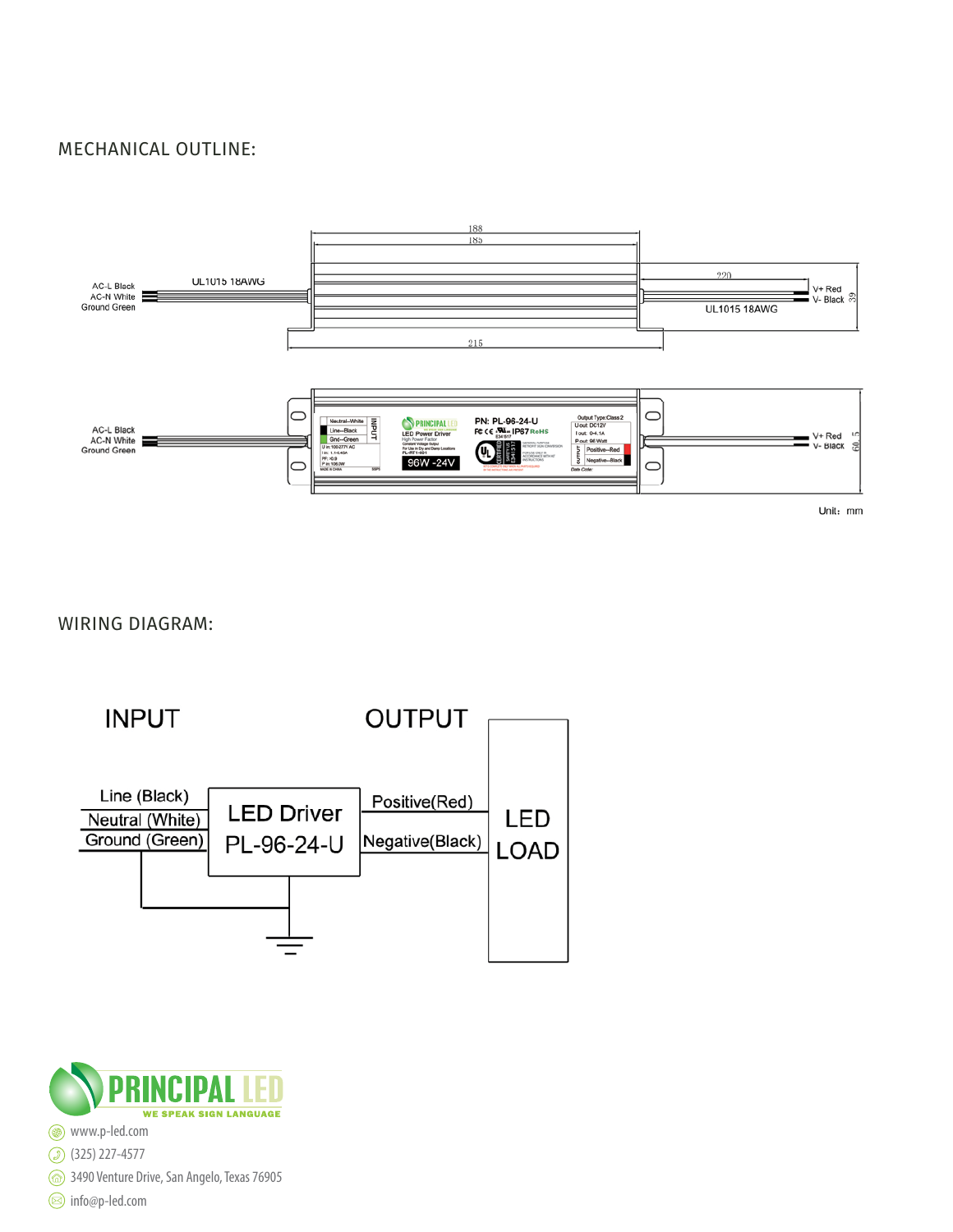## MECHANICAL OUTLINE:

AC-L Black
AC-N White
Ground Green

UL1015 18AWG

188
185
220
215
39

V+ Red
V- Black

UL1015 18AWG

AC-L Black
AC-N White
Ground Green

V+ Red
V- Black

60.5

Unit: mm

## WIRING DIAGRAM:

INPUT

OUTPUT

Line (Black)
Neutral (White)
Ground (Green)

LED Driver
PL-96-24-U

Positive(Red)
Negative(Black)

LED
LOAD

PRINCIPAL LED
WE SPEAK SIGN LANGUAGE

www.p-led.com
(325) 227-4577
3490 Venture Drive, San Angelo, Texas 76905
info@p-led.com